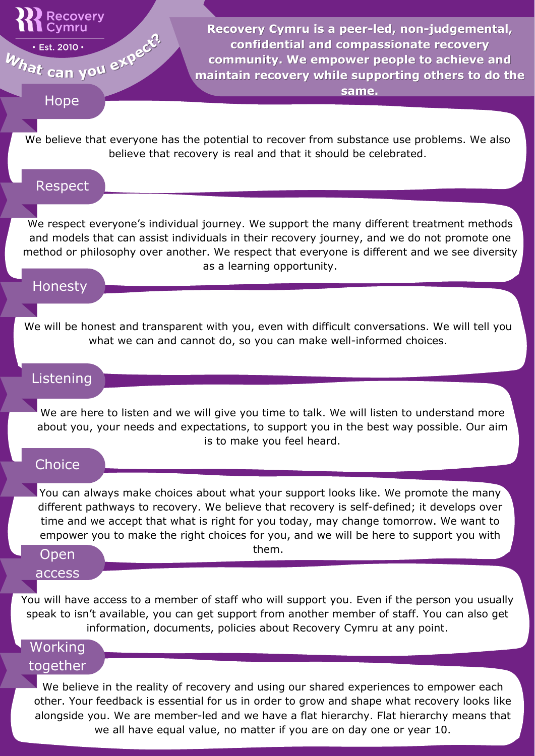Recovery Cymru

• Est. 2010 •

# What can you expect?

**Recovery Cymru is a peer-led, non-judgemental, confidential and compassionate recovery community. We empower people to achieve and maintain recovery while supporting others to do the same.**

## Hope

We believe that everyone has the potential to recover from substance use problems. We also believe that recovery is real and that it should be celebrated.

## Respect

We respect everyone's individual journey. We support the many different treatment methods and models that can assist individuals in their recovery journey, and we do not promote one method or philosophy over another. We respect that everyone is different and we see diversity as a learning opportunity.

## Honesty

We will be honest and transparent with you, even with difficult conversations. We will tell you what we can and cannot do, so you can make well-informed choices.

## Listening

We are here to listen and we will give you time to talk. We will listen to understand more about you, your needs and expectations, to support you in the best way possible. Our aim is to make you feel heard.

## Choice

You can always make choices about what your support looks like. We promote the many different pathways to recovery. We believe that recovery is self-defined; it develops over time and we accept that what is right for you today, may change tomorrow. We want to empower you to make the right choices for you, and we will be here to support you with them.

## Open access

You will have access to a member of staff who will support you. Even if the person you usually speak to isn't available, you can get support from another member of staff. You can also get information, documents, policies about Recovery Cymru at any point.

## Working together

We believe in the reality of recovery and using our shared experiences to empower each other. Your feedback is essential for us in order to grow and shape what recovery looks like alongside you. We are member-led and we have a flat hierarchy. Flat hierarchy means that we all have equal value, no matter if you are on day one or year 10.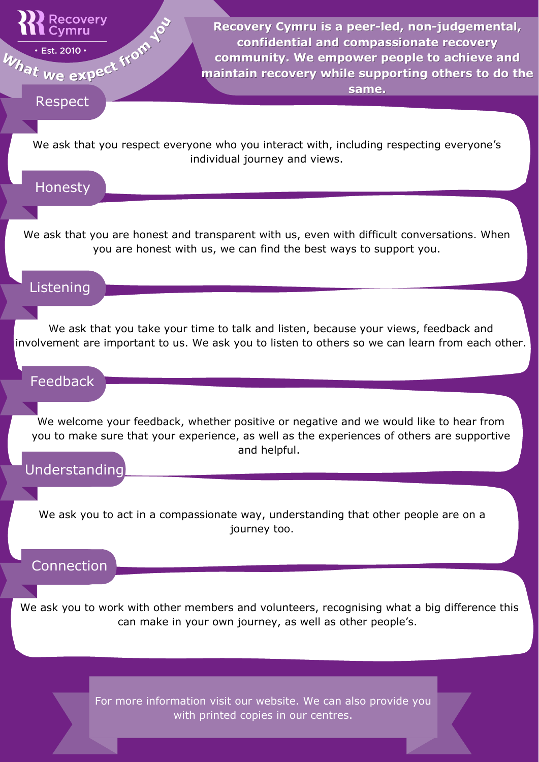Recovery Cymru

• Est. 2010 •

# What we expect from you

**Recovery Cymru is a peer-led, non-judgemental, confidential and compassionate recovery community. We empower people to achieve and maintain recovery while supporting others to do the same.**

## Respect

We ask that you respect everyone who you interact with, including respecting everyone's individual journey and views.

## Honesty

We ask that you are honest and transparent with us, even with difficult conversations. When you are honest with us, we can find the best ways to support you.

## Listening

We ask that you take your time to talk and listen, because your views, feedback and involvement are important to us. We ask you to listen to others so we can learn from each other.

## Feedback

We welcome your feedback, whether positive or negative and we would like to hear from you to make sure that your experience, as well as the experiences of others are supportive and helpful.

## Understanding

We ask you to act in a compassionate way, understanding that other people are on a journey too.

## Connection

We ask you to work with other members and volunteers, recognising what a big difference this can make in your own journey, as well as other people's.

For more information visit our website. We can also provide you with printed copies in our centres.